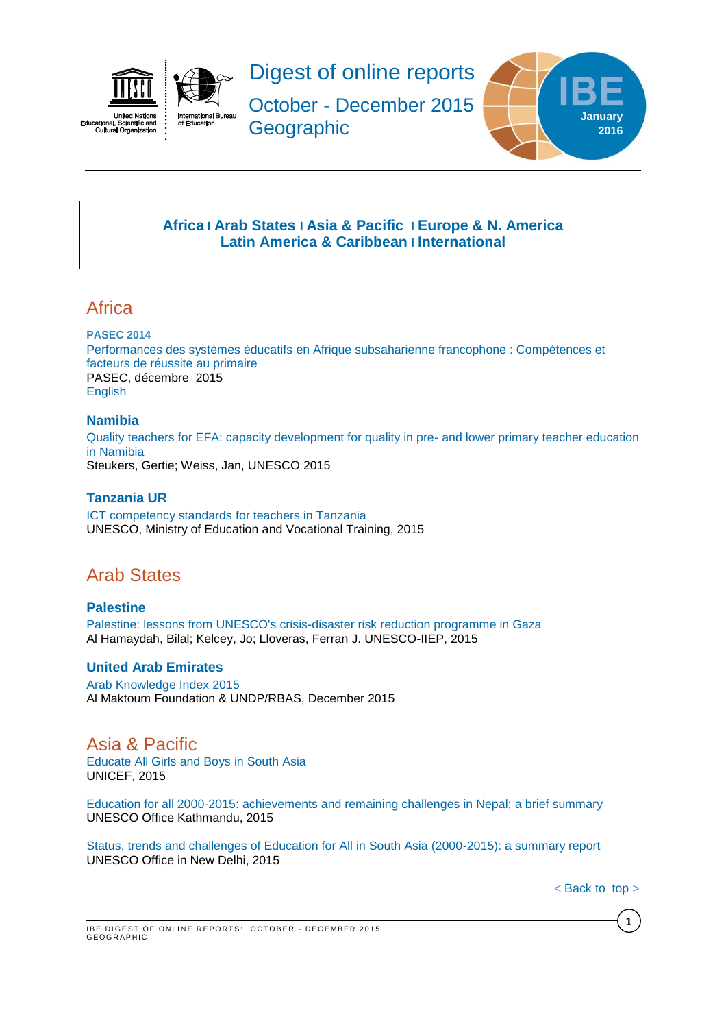# Digest of online reports

October - December 2015

Geographic

IBE January 2016

**Africa** | **Arab States** | **Asia & Pacific** | **Europe & N. America**
**Latin America & Caribbean** | **International**

## Africa

**PASEC 2014**

Performances des systèmes éducatifs en Afrique subsaharienne francophone : Compétences et facteurs de réussite au primaire
PASEC, décembre 2015
English

### Namibia

Quality teachers for EFA: capacity development for quality in pre- and lower primary teacher education in Namibia
Steukers, Gertie; Weiss, Jan, UNESCO 2015

### Tanzania UR

ICT competency standards for teachers in Tanzania
UNESCO, Ministry of Education and Vocational Training, 2015

## Arab States

### Palestine

Palestine: lessons from UNESCO's crisis-disaster risk reduction programme in Gaza
Al Hamaydah, Bilal; Kelcey, Jo; Lloveras, Ferran J. UNESCO-IIEP, 2015

### United Arab Emirates

Arab Knowledge Index 2015
Al Maktoum Foundation & UNDP/RBAS, December 2015

## Asia & Pacific

Educate All Girls and Boys in South Asia
UNICEF, 2015

Education for all 2000-2015: achievements and remaining challenges in Nepal; a brief summary
UNESCO Office Kathmandu, 2015

Status, trends and challenges of Education for All in South Asia (2000-2015): a summary report
UNESCO Office in New Delhi, 2015

< Back to top >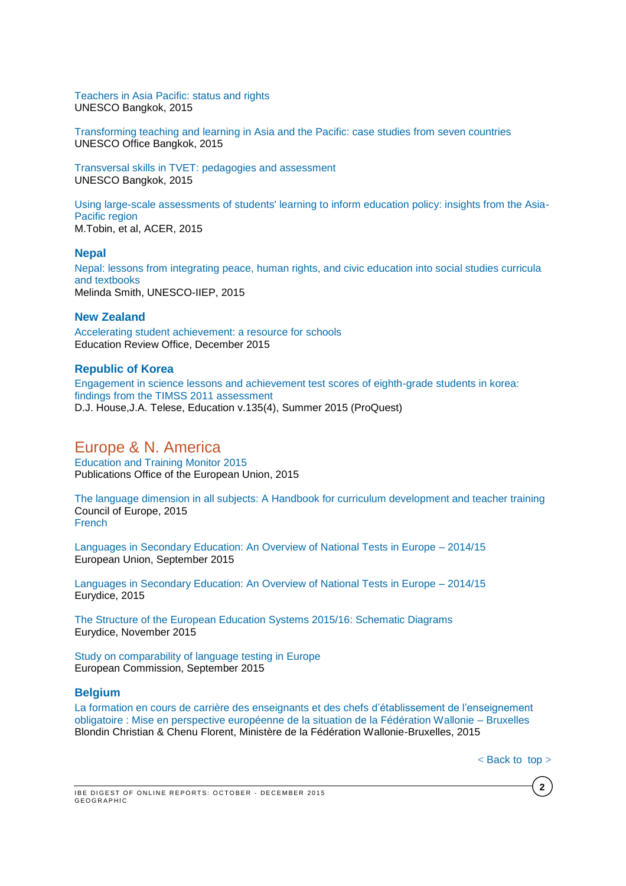Teachers in Asia Pacific: status and rights
UNESCO Bangkok, 2015

Transforming teaching and learning in Asia and the Pacific: case studies from seven countries
UNESCO Office Bangkok, 2015

Transversal skills in TVET: pedagogies and assessment
UNESCO Bangkok, 2015

Using large-scale assessments of students' learning to inform education policy: insights from the Asia-Pacific region
M.Tobin, et al, ACER, 2015

### Nepal

Nepal: lessons from integrating peace, human rights, and civic education into social studies curricula and textbooks
Melinda Smith, UNESCO-IIEP, 2015

### New Zealand

Accelerating student achievement: a resource for schools
Education Review Office, December 2015

### Republic of Korea

Engagement in science lessons and achievement test scores of eighth-grade students in korea: findings from the TIMSS 2011 assessment
D.J. House,J.A. Telese, Education v.135(4), Summer 2015 (ProQuest)

## Europe & N. America

Education and Training Monitor 2015
Publications Office of the European Union, 2015

The language dimension in all subjects: A Handbook for curriculum development and teacher training
Council of Europe, 2015
French

Languages in Secondary Education: An Overview of National Tests in Europe – 2014/15
European Union, September 2015

Languages in Secondary Education: An Overview of National Tests in Europe – 2014/15
Eurydice, 2015

The Structure of the European Education Systems 2015/16: Schematic Diagrams
Eurydice, November 2015

Study on comparability of language testing in Europe
European Commission, September 2015

### Belgium

La formation en cours de carrière des enseignants et des chefs d'établissement de l'enseignement obligatoire : Mise en perspective européenne de la situation de la Fédération Wallonie – Bruxelles
Blondin Christian & Chenu Florent, Ministère de la Fédération Wallonie-Bruxelles, 2015

< Back to top >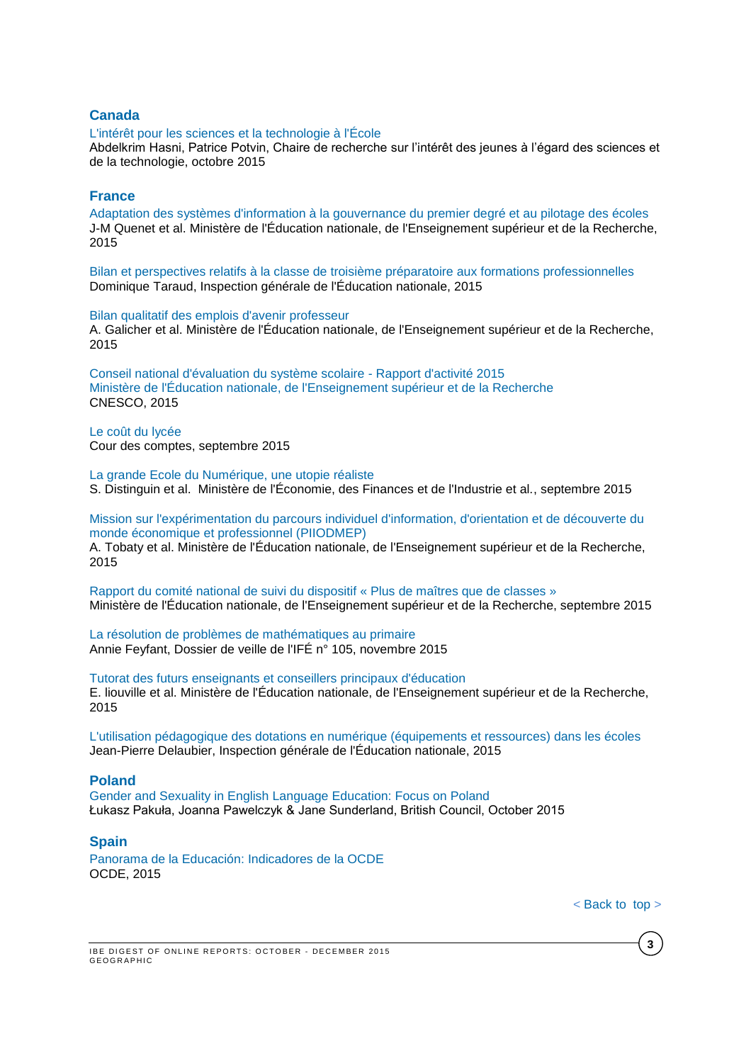## Canada

L'intérêt pour les sciences et la technologie à l'École
Abdelkrim Hasni, Patrice Potvin, Chaire de recherche sur l'intérêt des jeunes à l'égard des sciences et de la technologie, octobre 2015

## France

Adaptation des systèmes d'information à la gouvernance du premier degré et du pilotage des écoles
J-M Quenet et al. Ministère de l'Éducation nationale, de l'Enseignement supérieur et de la Recherche, 2015

Bilan et perspectives relatifs à la classe de troisième préparatoire aux formations professionnelles
Dominique Taraud, Inspection générale de l'Éducation nationale, 2015

Bilan qualitatif des emplois d'avenir professeur
A. Galicher et al. Ministère de l'Éducation nationale, de l'Enseignement supérieur et de la Recherche, 2015

Conseil national d'évaluation du système scolaire - Rapport d'activité 2015
Ministère de l'Éducation nationale, de l'Enseignement supérieur et de la Recherche
CNESCO, 2015

Le coût du lycée
Cour des comptes, septembre 2015

La grande Ecole du Numérique, une utopie réaliste
S. Distinguin et al. Ministère de l'Économie, des Finances et de l'Industrie et al., septembre 2015

Mission sur l'expérimentation du parcours individuel d'information, d'orientation et de découverte du monde économique et professionnel (PIIODMEP)
A. Tobaty et al. Ministère de l'Éducation nationale, de l'Enseignement supérieur et de la Recherche, 2015

Rapport du comité national de suivi du dispositif « Plus de maîtres que de classes »
Ministère de l'Éducation nationale, de l'Enseignement supérieur et de la Recherche, septembre 2015

La résolution de problèmes de mathématiques au primaire
Annie Feyfant, Dossier de veille de l'IFÉ n° 105, novembre 2015

Tutorat des futurs enseignants et conseillers principaux d'éducation
E. liouville et al. Ministère de l'Éducation nationale, de l'Enseignement supérieur et de la Recherche, 2015

L'utilisation pédagogique des dotations en numérique (équipements et ressources) dans les écoles
Jean-Pierre Delaubier, Inspection générale de l'Éducation nationale, 2015

## Poland

Gender and Sexuality in English Language Education: Focus on Poland
Łukasz Pakuła, Joanna Pawelczyk & Jane Sunderland, British Council, October 2015

## Spain

Panorama de la Educación: Indicadores de la OCDE
OCDE, 2015

< Back to top >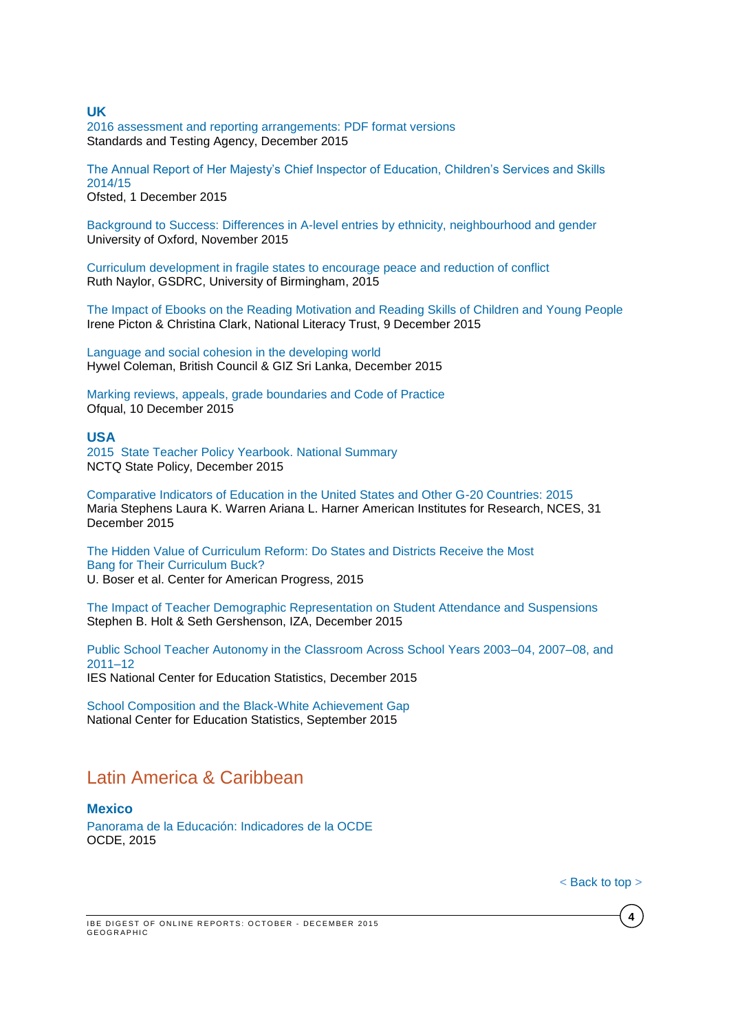### UK

2016 assessment and reporting arrangements: PDF format versions
Standards and Testing Agency, December 2015

The Annual Report of Her Majesty's Chief Inspector of Education, Children's Services and Skills 2014/15
Ofsted, 1 December 2015

Background to Success: Differences in A-level entries by ethnicity, neighbourhood and gender
University of Oxford, November 2015

Curriculum development in fragile states to encourage peace and reduction of conflict
Ruth Naylor, GSDRC, University of Birmingham, 2015

The Impact of Ebooks on the Reading Motivation and Reading Skills of Children and Young People
Irene Picton & Christina Clark, National Literacy Trust, 9 December 2015

Language and social cohesion in the developing world
Hywel Coleman, British Council & GIZ Sri Lanka, December 2015

Marking reviews, appeals, grade boundaries and Code of Practice
Ofqual, 10 December 2015

### USA

2015 State Teacher Policy Yearbook. National Summary
NCTQ State Policy, December 2015

Comparative Indicators of Education in the United States and Other G-20 Countries: 2015
Maria Stephens Laura K. Warren Ariana L. Harner American Institutes for Research, NCES, 31 December 2015

The Hidden Value of Curriculum Reform: Do States and Districts Receive the Most Bang for Their Curriculum Buck?
U. Boser et al. Center for American Progress, 2015

The Impact of Teacher Demographic Representation on Student Attendance and Suspensions
Stephen B. Holt & Seth Gershenson, IZA, December 2015

Public School Teacher Autonomy in the Classroom Across School Years 2003–04, 2007–08, and 2011–12
IES National Center for Education Statistics, December 2015

School Composition and the Black-White Achievement Gap
National Center for Education Statistics, September 2015

## Latin America & Caribbean

### Mexico

Panorama de la Educación: Indicadores de la OCDE
OCDE, 2015

< Back to top >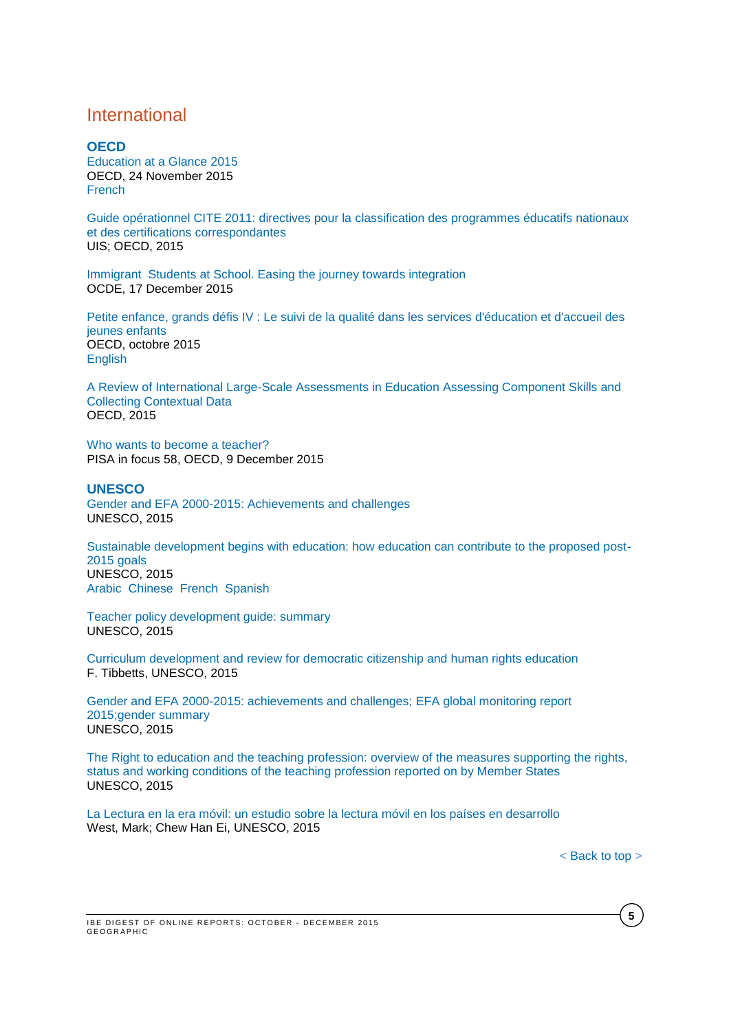## International

### OECD

Education at a Glance 2015
OECD, 24 November 2015
French

Guide opérationnel CITE 2011: directives pour la classification des programmes éducatifs nationaux et des certifications correspondantes
UIS; OECD, 2015

Immigrant Students at School. Easing the journey towards integration
OCDE, 17 December 2015

Petite enfance, grands défis IV : Le suivi de la qualité dans les services d'éducation et d'accueil des jeunes enfants
OECD, octobre 2015
English

A Review of International Large-Scale Assessments in Education Assessing Component Skills and Collecting Contextual Data
OECD, 2015

Who wants to become a teacher?
PISA in focus 58, OECD, 9 December 2015

### UNESCO

Gender and EFA 2000-2015: Achievements and challenges
UNESCO, 2015

Sustainable development begins with education: how education can contribute to the proposed post-2015 goals
UNESCO, 2015
Arabic Chinese French Spanish

Teacher policy development guide: summary
UNESCO, 2015

Curriculum development and review for democratic citizenship and human rights education
F. Tibbetts, UNESCO, 2015

Gender and EFA 2000-2015: achievements and challenges; EFA global monitoring report 2015;gender summary
UNESCO, 2015

The Right to education and the teaching profession: overview of the measures supporting the rights, status and working conditions of the teaching profession reported on by Member States
UNESCO, 2015

La Lectura en la era móvil: un estudio sobre la lectura móvil en los países en desarrollo
West, Mark; Chew Han Ei, UNESCO, 2015

< Back to top >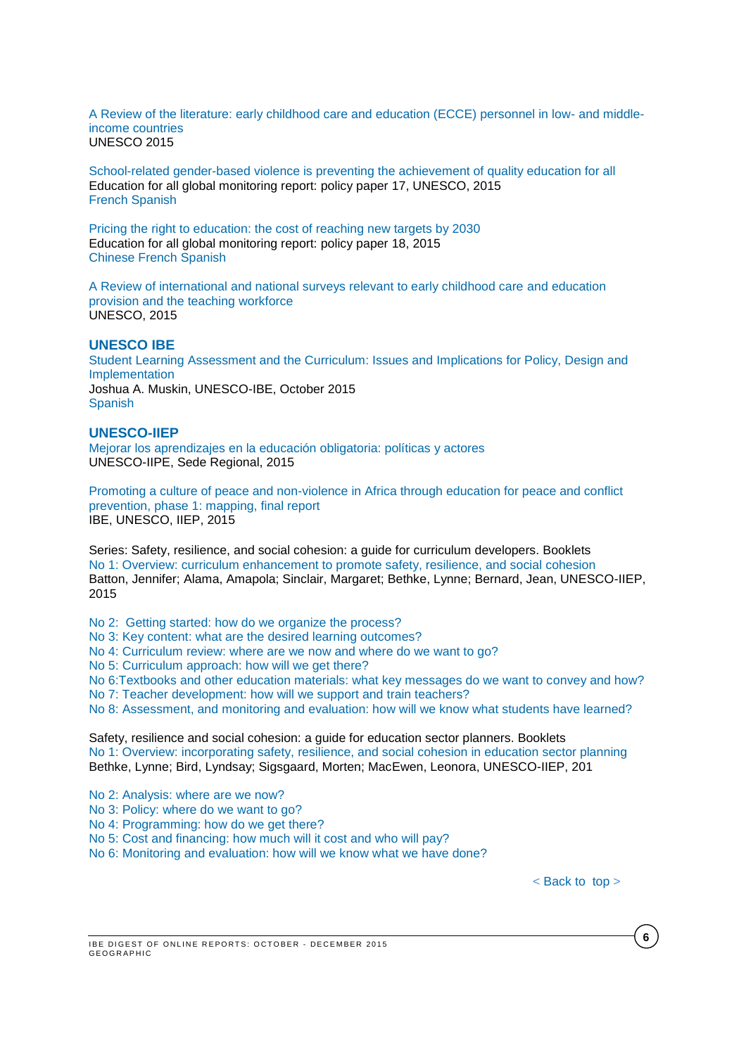A Review of the literature: early childhood care and education (ECCE) personnel in low- and middle-income countries
UNESCO 2015

School-related gender-based violence is preventing the achievement of quality education for all
Education for all global monitoring report: policy paper 17, UNESCO, 2015
French Spanish

Pricing the right to education: the cost of reaching new targets by 2030
Education for all global monitoring report: policy paper 18, 2015
Chinese French Spanish

A Review of international and national surveys relevant to early childhood care and education provision and the teaching workforce
UNESCO, 2015

## UNESCO IBE

Student Learning Assessment and the Curriculum: Issues and Implications for Policy, Design and Implementation
Joshua A. Muskin, UNESCO-IBE, October 2015
Spanish

## UNESCO-IIEP

Mejorar los aprendizajes en la educación obligatoria: políticas y actores
UNESCO-IIPE, Sede Regional, 2015

Promoting a culture of peace and non-violence in Africa through education for peace and conflict prevention, phase 1: mapping, final report
IBE, UNESCO, IIEP, 2015

Series: Safety, resilience, and social cohesion: a guide for curriculum developers. Booklets
No 1: Overview: curriculum enhancement to promote safety, resilience, and social cohesion
Batton, Jennifer; Alama, Amapola; Sinclair, Margaret; Bethke, Lynne; Bernard, Jean, UNESCO-IIEP, 2015

No 2: Getting started: how do we organize the process?
No 3: Key content: what are the desired learning outcomes?
No 4: Curriculum review: where are we now and where do we want to go?
No 5: Curriculum approach: how will we get there?
No 6:Textbooks and other education materials: what key messages do we want to convey and how?
No 7: Teacher development: how will we support and train teachers?
No 8: Assessment, and monitoring and evaluation: how will we know what students have learned?

Safety, resilience and social cohesion: a guide for education sector planners. Booklets
No 1: Overview: incorporating safety, resilience, and social cohesion in education sector planning
Bethke, Lynne; Bird, Lyndsay; Sigsgaard, Morten; MacEwen, Leonora, UNESCO-IIEP, 201

No 2: Analysis: where are we now?
No 3: Policy: where do we want to go?
No 4: Programming: how do we get there?
No 5: Cost and financing: how much will it cost and who will pay?
No 6: Monitoring and evaluation: how will we know what we have done?

< Back to top >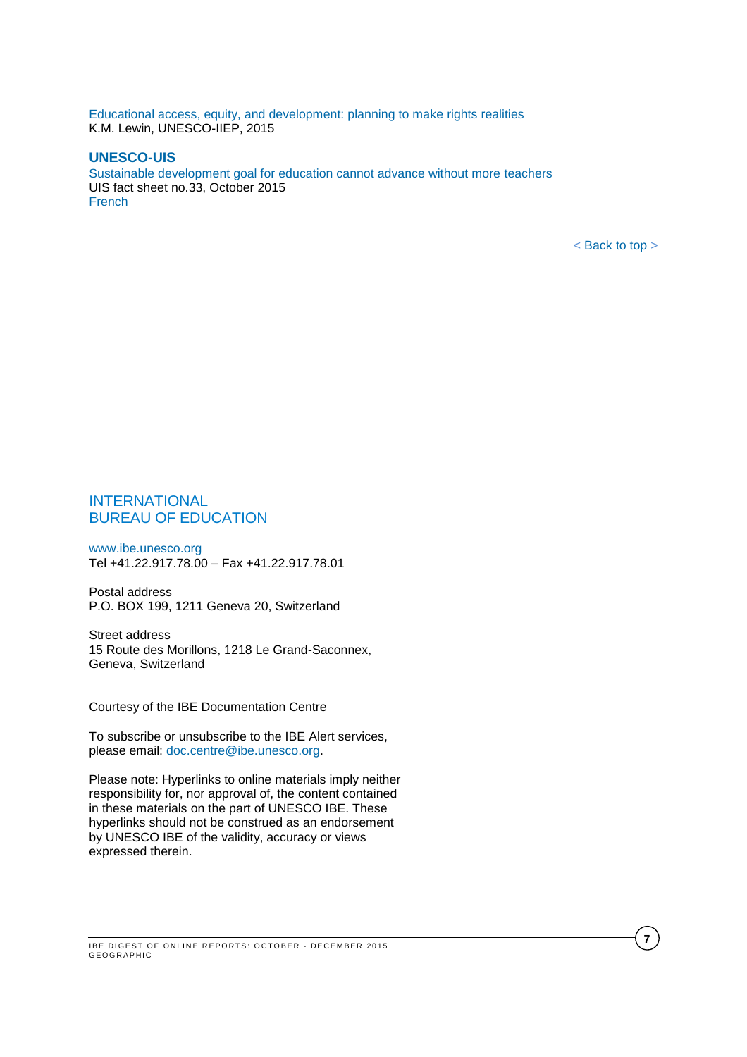Educational access, equity, and development: planning to make rights realities
K.M. Lewin, UNESCO-IIEP, 2015

**UNESCO-UIS**

Sustainable development goal for education cannot advance without more teachers
UIS fact sheet no.33, October 2015
French

< Back to top >

## INTERNATIONAL BUREAU OF EDUCATION

www.ibe.unesco.org
Tel +41.22.917.78.00 – Fax +41.22.917.78.01

Postal address
P.O. BOX 199, 1211 Geneva 20, Switzerland

Street address
15 Route des Morillons, 1218 Le Grand-Saconnex, Geneva, Switzerland

Courtesy of the IBE Documentation Centre

To subscribe or unsubscribe to the IBE Alert services, please email: doc.centre@ibe.unesco.org.

Please note: Hyperlinks to online materials imply neither responsibility for, nor approval of, the content contained in these materials on the part of UNESCO IBE. These hyperlinks should not be construed as an endorsement by UNESCO IBE of the validity, accuracy or views expressed therein.